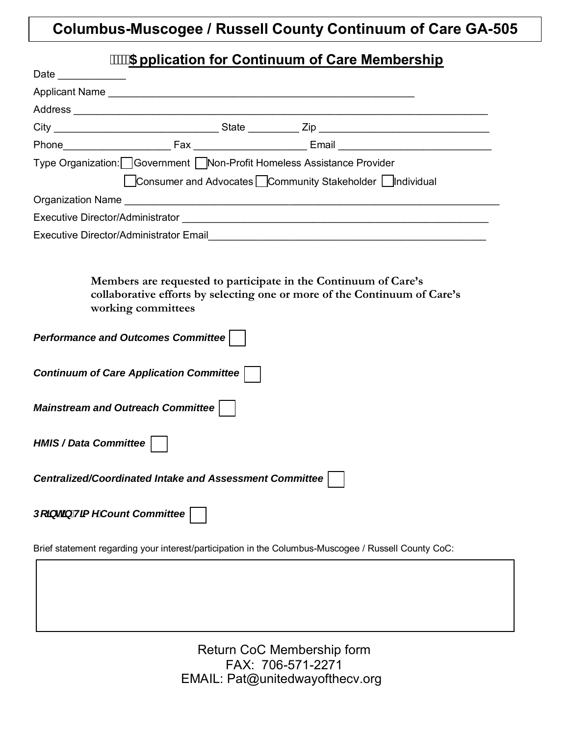# Columbus-Muscogee / Russell County Continuum of Care GA-505

## Application for Continuum of Care Membership

Date ____________

Applicant Name ________________________________________________________

Address ____________________________________________________________________________

City ______________________________ State _________ Zip ______________________________

Phone___________________ Fax ____________________ Email ___________________________

Type Organization: ☐ Government ☐ Non-Profit Homeless Assistance Provider

☐ Consumer and Advocates ☐ Community Stakeholder ☐ Individual

Organization Name ______________________________________________________________________

Executive Director/Administrator ________________________________________________________

Executive Director/Administrator Email___________________________________________________

**Members are requested to participate in the Continuum of Care's collaborative efforts by selecting one or more of the Continuum of Care's working committees**

***Performance and Outcomes Committee*** ☐

***Continuum of Care Application Committee*** ☐

***Mainstream and Outreach Committee*** ☐

***HMIS / Data Committee*** ☐

***Centralized/Coordinated Intake and Assessment Committee*** ☐

***Point In Time Count Committee*** ☐

Brief statement regarding your interest/participation in the Columbus-Muscogee / Russell County CoC:

| |
|---|
| |

Return CoC Membership form
FAX: 706-571-2271
EMAIL: Pat@unitedwayofthecv.org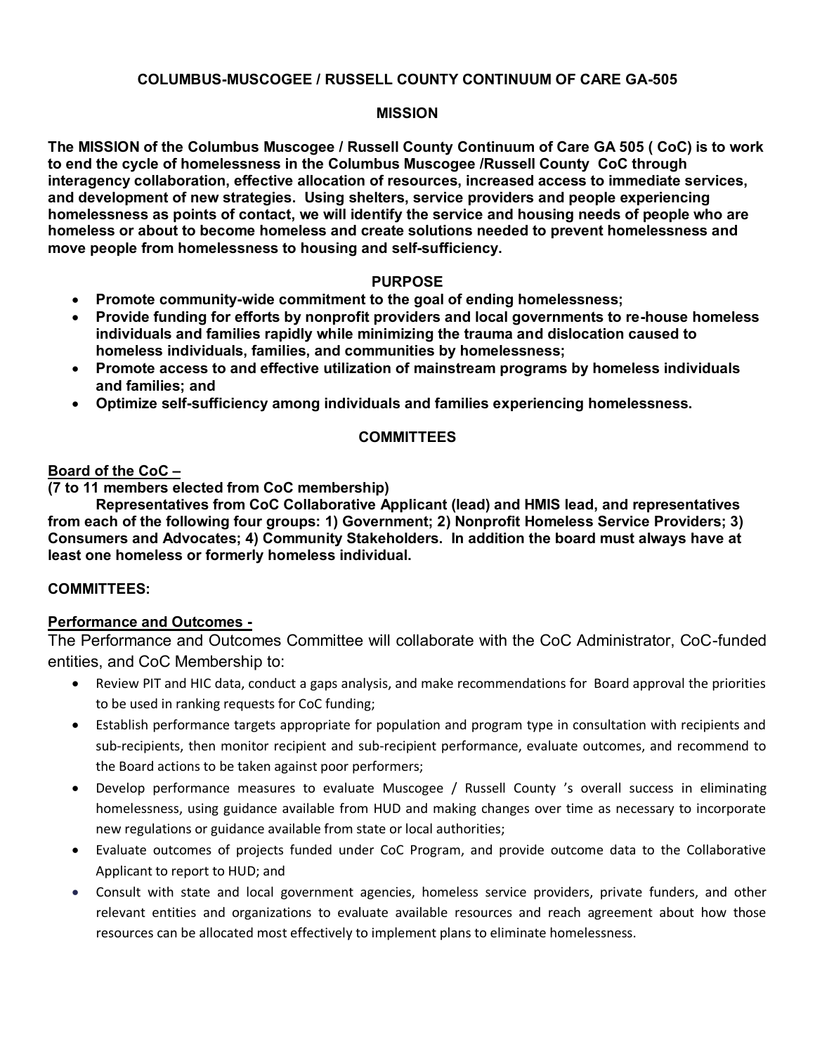**COLUMBUS-MUSCOGEE / RUSSELL COUNTY CONTINUUM OF CARE GA-505**

## MISSION

**The MISSION of the Columbus Muscogee / Russell County Continuum of Care GA 505 ( CoC) is to work to end the cycle of homelessness in the Columbus Muscogee /Russell County CoC through interagency collaboration, effective allocation of resources, increased access to immediate services, and development of new strategies. Using shelters, service providers and people experiencing homelessness as points of contact, we will identify the service and housing needs of people who are homeless or about to become homeless and create solutions needed to prevent homelessness and move people from homelessness to housing and self-sufficiency.**

## PURPOSE

- **Promote community-wide commitment to the goal of ending homelessness;**
- **Provide funding for efforts by nonprofit providers and local governments to re-house homeless individuals and families rapidly while minimizing the trauma and dislocation caused to homeless individuals, families, and communities by homelessness;**
- **Promote access to and effective utilization of mainstream programs by homeless individuals and families; and**
- **Optimize self-sufficiency among individuals and families experiencing homelessness.**

## COMMITTEES

**Board of the CoC –**
**(7 to 11 members elected from CoC membership)**

**Representatives from CoC Collaborative Applicant (lead) and HMIS lead, and representatives from each of the following four groups: 1) Government; 2) Nonprofit Homeless Service Providers; 3) Consumers and Advocates; 4) Community Stakeholders. In addition the board must always have at least one homeless or formerly homeless individual.**

**COMMITTEES:**

**Performance and Outcomes -**

The Performance and Outcomes Committee will collaborate with the CoC Administrator, CoC-funded entities, and CoC Membership to:

- Review PIT and HIC data, conduct a gaps analysis, and make recommendations for Board approval the priorities to be used in ranking requests for CoC funding;
- Establish performance targets appropriate for population and program type in consultation with recipients and sub-recipients, then monitor recipient and sub-recipient performance, evaluate outcomes, and recommend to the Board actions to be taken against poor performers;
- Develop performance measures to evaluate Muscogee / Russell County 's overall success in eliminating homelessness, using guidance available from HUD and making changes over time as necessary to incorporate new regulations or guidance available from state or local authorities;
- Evaluate outcomes of projects funded under CoC Program, and provide outcome data to the Collaborative Applicant to report to HUD; and
- Consult with state and local government agencies, homeless service providers, private funders, and other relevant entities and organizations to evaluate available resources and reach agreement about how those resources can be allocated most effectively to implement plans to eliminate homelessness.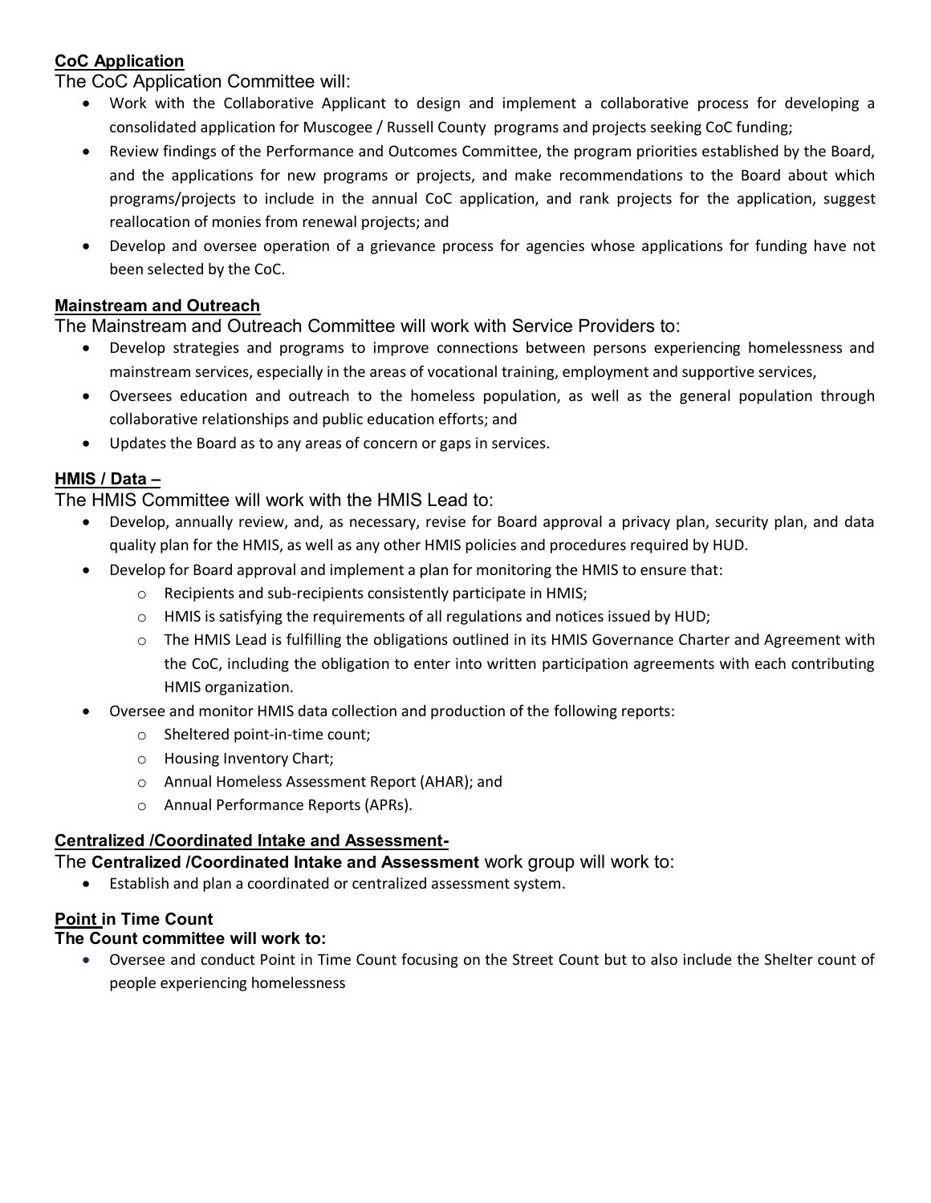**CoC Application**

The CoC Application Committee will:

- Work with the Collaborative Applicant to design and implement a collaborative process for developing a consolidated application for Muscogee / Russell County programs and projects seeking CoC funding;
- Review findings of the Performance and Outcomes Committee, the program priorities established by the Board, and the applications for new programs or projects, and make recommendations to the Board about which programs/projects to include in the annual CoC application, and rank projects for the application, suggest reallocation of monies from renewal projects; and
- Develop and oversee operation of a grievance process for agencies whose applications for funding have not been selected by the CoC.

**Mainstream and Outreach**

The Mainstream and Outreach Committee will work with Service Providers to:

- Develop strategies and programs to improve connections between persons experiencing homelessness and mainstream services, especially in the areas of vocational training, employment and supportive services,
- Oversees education and outreach to the homeless population, as well as the general population through collaborative relationships and public education efforts; and
- Updates the Board as to any areas of concern or gaps in services.

**HMIS / Data –**

The HMIS Committee will work with the HMIS Lead to:

- Develop, annually review, and, as necessary, revise for Board approval a privacy plan, security plan, and data quality plan for the HMIS, as well as any other HMIS policies and procedures required by HUD.
- Develop for Board approval and implement a plan for monitoring the HMIS to ensure that:
  - Recipients and sub-recipients consistently participate in HMIS;
  - HMIS is satisfying the requirements of all regulations and notices issued by HUD;
  - The HMIS Lead is fulfilling the obligations outlined in its HMIS Governance Charter and Agreement with the CoC, including the obligation to enter into written participation agreements with each contributing HMIS organization.
- Oversee and monitor HMIS data collection and production of the following reports:
  - Sheltered point-in-time count;
  - Housing Inventory Chart;
  - Annual Homeless Assessment Report (AHAR); and
  - Annual Performance Reports (APRs).

**Centralized /Coordinated Intake and Assessment-**

The **Centralized /Coordinated Intake and Assessment** work group will work to:

- Establish and plan a coordinated or centralized assessment system.

**Point in Time Count**

**The Count committee will work to:**

- Oversee and conduct Point in Time Count focusing on the Street Count but to also include the Shelter count of people experiencing homelessness